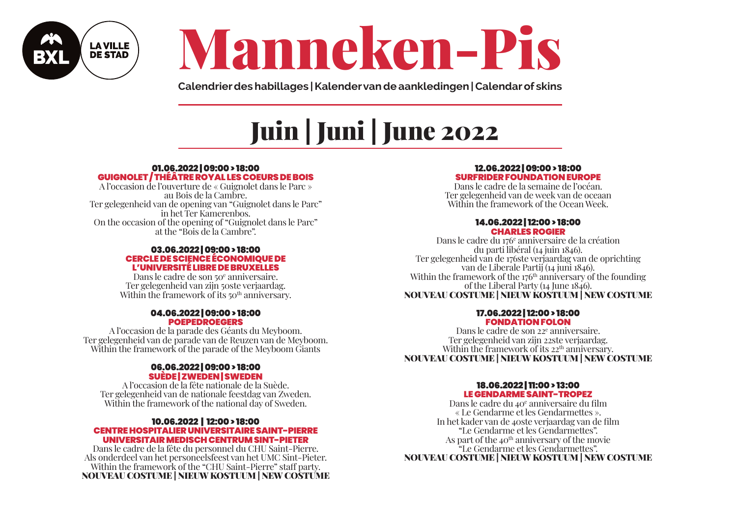BXL LA VILLE DE STAD

# Manneken-Pis

**Calendrier des habillages | Kalender van de aankledingen | Calendar of skins**

## Juin | Juni | June 2022

### 01.06.2022 | 09:00 > 18:00
**GUIGNOLET / THÉÂTRE ROYAL LES COEURS DE BOIS**

A l'occasion de l'ouverture de « Guignolet dans le Parc » au Bois de la Cambre.
Ter gelegenheid van de opening van "Guignolet dans le Parc" in het Ter Kamerenbos.
On the occasion of the opening of "Guignolet dans le Parc" at the "Bois de la Cambre".

### 03.06.2022 | 09:00 > 18:00
**CERCLE DE SCIENCE ÉCONOMIQUE DE L'UNIVERSITÉ LIBRE DE BRUXELLES**

Dans le cadre de son 50e anniversaire.
Ter gelegenheid van zijn 50ste verjaardag.
Within the framework of its 50th anniversary.

### 04.06.2022 | 09:00 > 18:00
**POEPEDROEGERS**

A l'occasion de la parade des Géants du Meyboom.
Ter gelegenheid van de parade van de Reuzen van de Meyboom.
Within the framework of the parade of the Meyboom Giants

### 06.06.2022 | 09:00 > 18:00
**SUÈDE | ZWEDEN | SWEDEN**

A l'occasion de la fête nationale de la Suède.
Ter gelegenheid van de nationale feestdag van Zweden.
Within the framework of the national day of Sweden.

### 10.06.2022 | 12:00 > 18:00
**CENTRE HOSPITALIER UNIVERSITAIRE SAINT-PIERRE UNIVERSITAIR MEDISCH CENTRUM SINT-PIETER**

Dans le cadre de la fête du personnel du CHU Saint-Pierre.
Als onderdeel van het personeelsfeest van het UMC Sint-Pieter.
Within the framework of the "CHU Saint-Pierre" staff party.
**NOUVEAU COSTUME | NIEUW KOSTUUM | NEW COSTUME**

### 12.06.2022 | 09:00 > 18:00
**SURFRIDER FOUNDATION EUROPE**

Dans le cadre de la semaine de l'océan.
Ter gelegenheid van de week van de oceaan
Within the framework of the Ocean Week.

### 14.06.2022 | 12:00 > 18:00
**CHARLES ROGIER**

Dans le cadre du 176e anniversaire de la création du parti libéral (14 juin 1846).
Ter gelegenheid van de 176ste verjaardag van de oprichting van de Liberale Partij (14 juni 1846).
Within the framework of the 176th anniversary of the founding of the Liberal Party (14 June 1846).
**NOUVEAU COSTUME | NIEUW KOSTUUM | NEW COSTUME**

### 17.06.2022 | 12:00 > 18:00
**FONDATION FOLON**

Dans le cadre de son 22e anniversaire.
Ter gelegenheid van zijn 22ste verjaardag.
Within the framework of its 22th anniversary.
**NOUVEAU COSTUME | NIEUW KOSTUUM | NEW COSTUME**

### 18.06.2022 | 11:00 > 13:00
**LE GENDARME SAINT-TROPEZ**

Dans le cadre du 40e anniversaire du film « Le Gendarme et les Gendarmettes ».
In het kader van de 40ste verjaardag van de film "Le Gendarme et les Gendarmettes".
As part of the 40th anniversary of the movie "Le Gendarme et les Gendarmettes".
**NOUVEAU COSTUME | NIEUW KOSTUUM | NEW COSTUME**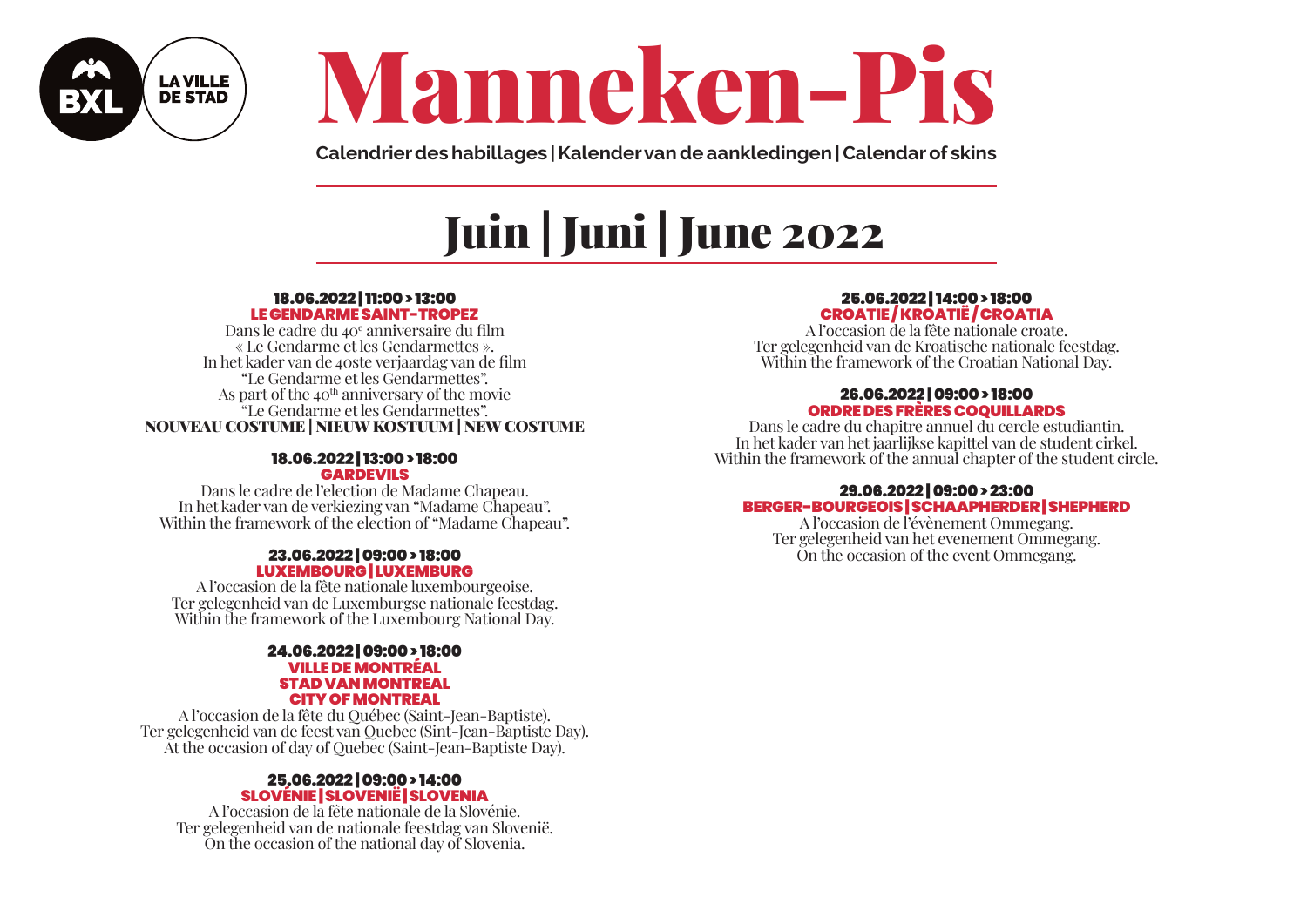BXL LA VILLE DE STAD

# Manneken-Pis

**Calendrier des habillages | Kalender van de aankledingen | Calendar of skins**

## Juin | Juni | June 2022

**18.06.2022 | 11:00 > 13:00**
**LE GENDARME SAINT-TROPEZ**
Dans le cadre du 40e anniversaire du film « Le Gendarme et les Gendarmettes ».
In het kader van de 40ste verjaardag van de film "Le Gendarme et les Gendarmettes".
As part of the 40th anniversary of the movie "Le Gendarme et les Gendarmettes".
**NOUVEAU COSTUME | NIEUW KOSTUUM | NEW COSTUME**

**18.06.2022 | 13:00 > 18:00**
**GARDEVILS**
Dans le cadre de l'election de Madame Chapeau.
In het kader van de verkiezing van "Madame Chapeau".
Within the framework of the election of "Madame Chapeau".

**23.06.2022 | 09:00 > 18:00**
**LUXEMBOURG | LUXEMBURG**
A l'occasion de la fête nationale luxembourgeoise.
Ter gelegenheid van de Luxemburgse nationale feestdag.
Within the framework of the Luxembourg National Day.

**24.06.2022 | 09:00 > 18:00**
**VILLE DE MONTRÉAL**
**STAD VAN MONTREAL**
**CITY OF MONTREAL**
A l'occasion de la fête du Québec (Saint-Jean-Baptiste).
Ter gelegenheid van de feest van Quebec (Sint-Jean-Baptiste Day).
At the occasion of day of Quebec (Saint-Jean-Baptiste Day).

**25.06.2022 | 09:00 > 14:00**
**SLOVÉNIE | SLOVENIË | SLOVENIA**
A l'occasion de la fête nationale de la Slovénie.
Ter gelegenheid van de nationale feestdag van Slovenië.
On the occasion of the national day of Slovenia.

**25.06.2022 | 14:00 > 18:00**
**CROATIE / KROATIË / CROATIA**
A l'occasion de la fête nationale croate.
Ter gelegenheid van de Kroatische nationale feestdag.
Within the framework of the Croatian National Day.

**26.06.2022 | 09:00 > 18:00**
**ORDRE DES FRÈRES COQUILLARDS**
Dans le cadre du chapitre annuel du cercle estudiantin.
In het kader van het jaarlijkse kapittel van de student cirkel.
Within the framework of the annual chapter of the student circle.

**29.06.2022 | 09:00 > 23:00**
**BERGER-BOURGEOIS | SCHAAPHERDER | SHEPHERD**
A l'occasion de l'évènement Ommegang.
Ter gelegenheid van het evenement Ommegang.
On the occasion of the event Ommegang.